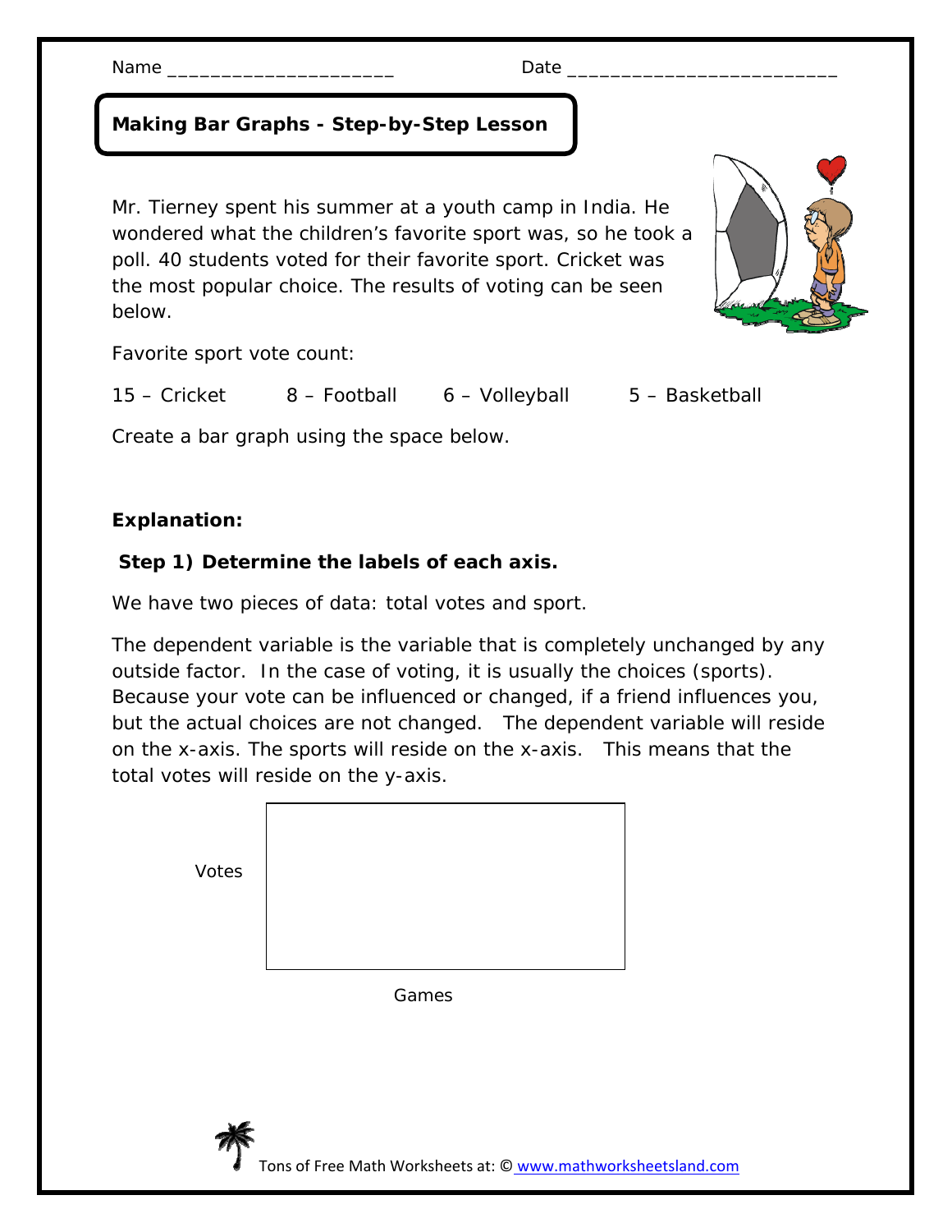Name ____________________ Date ________________________

**Making Bar Graphs - Step-by-Step Lesson**

Mr. Tierney spent his summer at a youth camp in India. He wondered what the children's favorite sport was, so he took a poll. 40 students voted for their favorite sport. Cricket was the most popular choice. The results of voting can be seen below.

Favorite sport vote count:

15 – Cricket     8 – Football     6 – Volleyball     5 – Basketball

Create a bar graph using the space below.

**Explanation:**

**Step 1) Determine the labels of each axis.**

We have two pieces of data: total votes and sport.

The dependent variable is the variable that is completely unchanged by any outside factor. In the case of voting, it is usually the choices (sports). Because your vote can be influenced or changed, if a friend influences you, but the actual choices are not changed. The dependent variable will reside on the x-axis. The sports will reside on the x-axis. This means that the total votes will reside on the y-axis.

Votes

Games

Tons of Free Math Worksheets at: © www.mathworksheetsland.com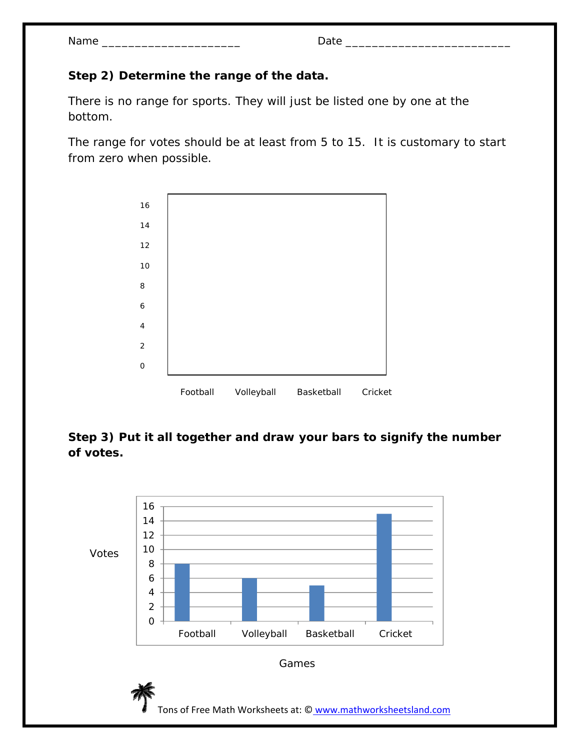Name ____________________ Date ________________________

**Step 2) Determine the range of the data.**

There is no range for sports. They will just be listed one by one at the bottom.

The range for votes should be at least from 5 to 15. It is customary to start from zero when possible.

16
14
12
10
8
6
4
2
0

Football Volleyball Basketball Cricket

**Step 3) Put it all together and draw your bars to signify the number of votes.**

Votes

16
14
12
10
8
6
4
2
0

Football Volleyball Basketball Cricket

Games

Tons of Free Math Worksheets at: © www.mathworksheetsland.com